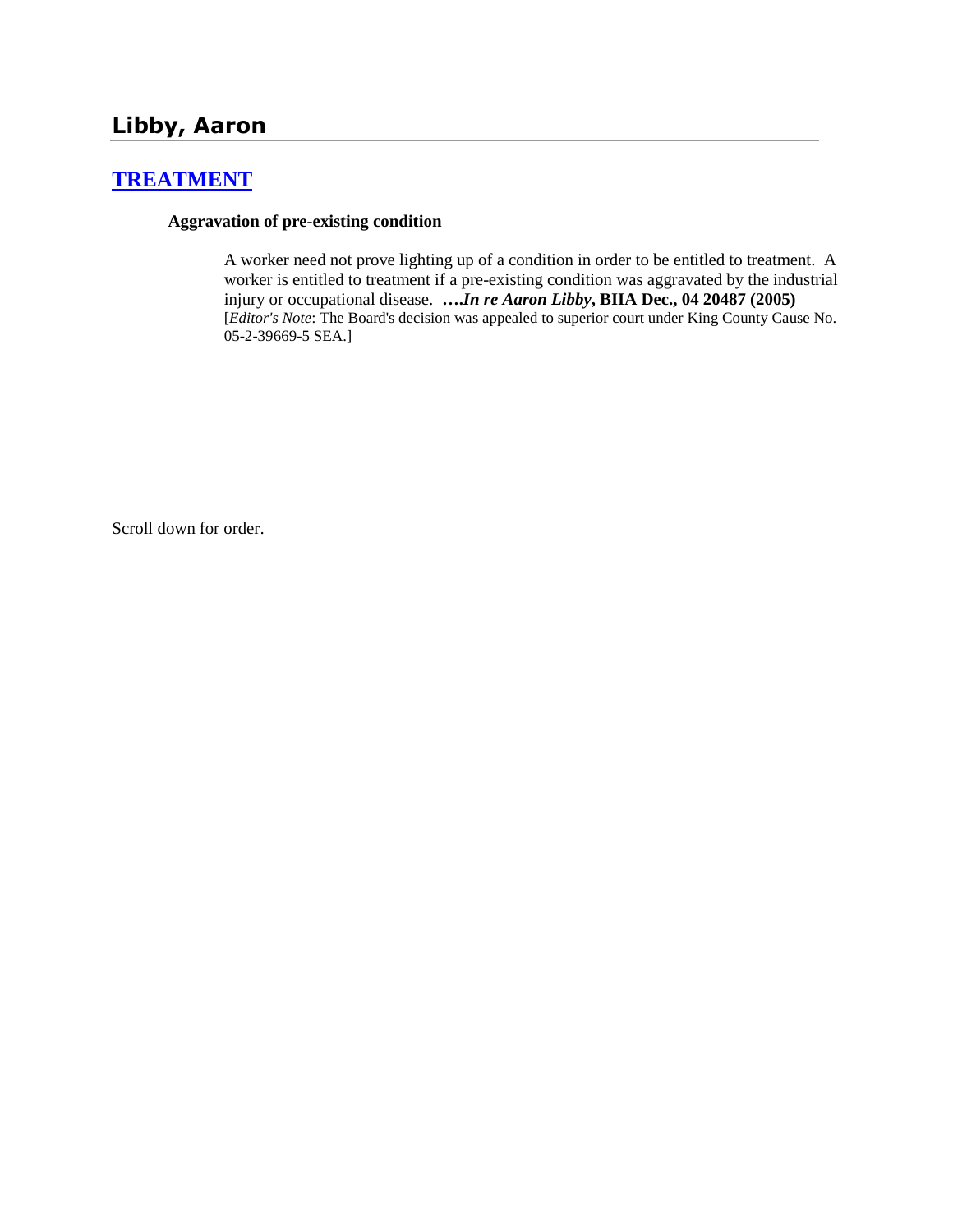## Libby, Aaron

### [TREATMENT]

**Aggravation of pre-existing condition**

A worker need not prove lighting up of a condition in order to be entitled to treatment. A worker is entitled to treatment if a pre-existing condition was aggravated by the industrial injury or occupational disease. ***….In re Aaron Libby*, BIIA Dec., 04 20487 (2005)** [*Editor's Note*: The Board's decision was appealed to superior court under King County Cause No. 05-2-39669-5 SEA.]

Scroll down for order.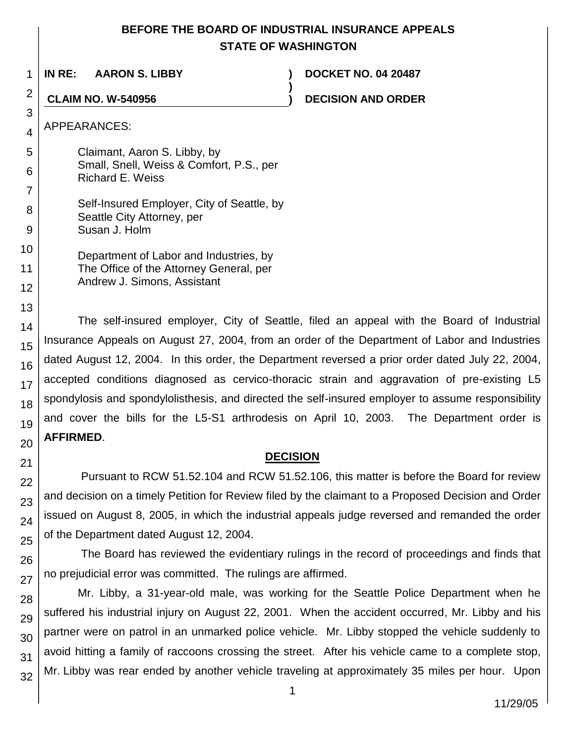**BEFORE THE BOARD OF INDUSTRIAL INSURANCE APPEALS**
**STATE OF WASHINGTON**

| | | |
|---|---|---|
| **IN RE: AARON S. LIBBY** | **)** | **DOCKET NO. 04 20487** |
| | **)** | |
| **CLAIM NO. W-540956** | **)** | **DECISION AND ORDER** |

APPEARANCES:

Claimant, Aaron S. Libby, by
Small, Snell, Weiss & Comfort, P.S., per
Richard E. Weiss

Self-Insured Employer, City of Seattle, by
Seattle City Attorney, per
Susan J. Holm

Department of Labor and Industries, by
The Office of the Attorney General, per
Andrew J. Simons, Assistant

The self-insured employer, City of Seattle, filed an appeal with the Board of Industrial Insurance Appeals on August 27, 2004, from an order of the Department of Labor and Industries dated August 12, 2004. In this order, the Department reversed a prior order dated July 22, 2004, accepted conditions diagnosed as cervico-thoracic strain and aggravation of pre-existing L5 spondylosis and spondylolisthesis, and directed the self-insured employer to assume responsibility and cover the bills for the L5-S1 arthrodesis on April 10, 2003. The Department order is **AFFIRMED**.

## DECISION

Pursuant to RCW 51.52.104 and RCW 51.52.106, this matter is before the Board for review and decision on a timely Petition for Review filed by the claimant to a Proposed Decision and Order issued on August 8, 2005, in which the industrial appeals judge reversed and remanded the order of the Department dated August 12, 2004.

The Board has reviewed the evidentiary rulings in the record of proceedings and finds that no prejudicial error was committed. The rulings are affirmed.

Mr. Libby, a 31-year-old male, was working for the Seattle Police Department when he suffered his industrial injury on August 22, 2001. When the accident occurred, Mr. Libby and his partner were on patrol in an unmarked police vehicle. Mr. Libby stopped the vehicle suddenly to avoid hitting a family of raccoons crossing the street. After his vehicle came to a complete stop, Mr. Libby was rear ended by another vehicle traveling at approximately 35 miles per hour. Upon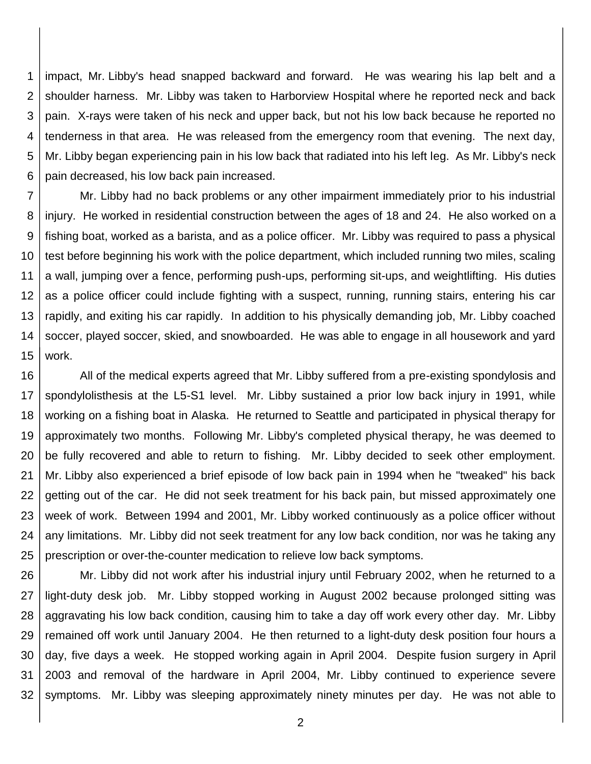impact, Mr. Libby's head snapped backward and forward. He was wearing his lap belt and a shoulder harness. Mr. Libby was taken to Harborview Hospital where he reported neck and back pain. X-rays were taken of his neck and upper back, but not his low back because he reported no tenderness in that area. He was released from the emergency room that evening. The next day, Mr. Libby began experiencing pain in his low back that radiated into his left leg. As Mr. Libby's neck pain decreased, his low back pain increased.

Mr. Libby had no back problems or any other impairment immediately prior to his industrial injury. He worked in residential construction between the ages of 18 and 24. He also worked on a fishing boat, worked as a barista, and as a police officer. Mr. Libby was required to pass a physical test before beginning his work with the police department, which included running two miles, scaling a wall, jumping over a fence, performing push-ups, performing sit-ups, and weightlifting. His duties as a police officer could include fighting with a suspect, running, running stairs, entering his car rapidly, and exiting his car rapidly. In addition to his physically demanding job, Mr. Libby coached soccer, played soccer, skied, and snowboarded. He was able to engage in all housework and yard work.

All of the medical experts agreed that Mr. Libby suffered from a pre-existing spondylosis and spondylolisthesis at the L5-S1 level. Mr. Libby sustained a prior low back injury in 1991, while working on a fishing boat in Alaska. He returned to Seattle and participated in physical therapy for approximately two months. Following Mr. Libby's completed physical therapy, he was deemed to be fully recovered and able to return to fishing. Mr. Libby decided to seek other employment. Mr. Libby also experienced a brief episode of low back pain in 1994 when he "tweaked" his back getting out of the car. He did not seek treatment for his back pain, but missed approximately one week of work. Between 1994 and 2001, Mr. Libby worked continuously as a police officer without any limitations. Mr. Libby did not seek treatment for any low back condition, nor was he taking any prescription or over-the-counter medication to relieve low back symptoms.

Mr. Libby did not work after his industrial injury until February 2002, when he returned to a light-duty desk job. Mr. Libby stopped working in August 2002 because prolonged sitting was aggravating his low back condition, causing him to take a day off work every other day. Mr. Libby remained off work until January 2004. He then returned to a light-duty desk position four hours a day, five days a week. He stopped working again in April 2004. Despite fusion surgery in April 2003 and removal of the hardware in April 2004, Mr. Libby continued to experience severe symptoms. Mr. Libby was sleeping approximately ninety minutes per day. He was not able to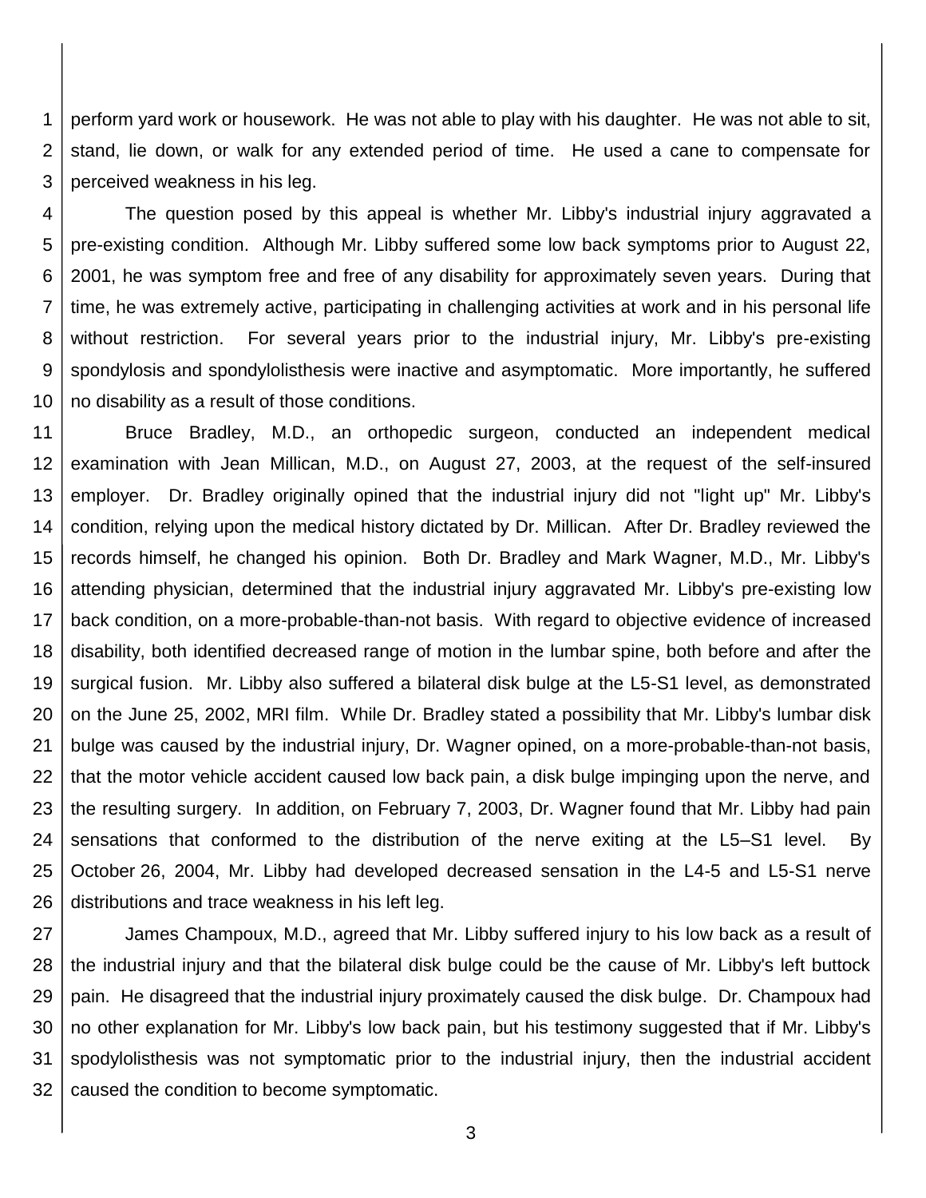perform yard work or housework. He was not able to play with his daughter. He was not able to sit, stand, lie down, or walk for any extended period of time. He used a cane to compensate for perceived weakness in his leg.

The question posed by this appeal is whether Mr. Libby's industrial injury aggravated a pre-existing condition. Although Mr. Libby suffered some low back symptoms prior to August 22, 2001, he was symptom free and free of any disability for approximately seven years. During that time, he was extremely active, participating in challenging activities at work and in his personal life without restriction. For several years prior to the industrial injury, Mr. Libby's pre-existing spondylosis and spondylolisthesis were inactive and asymptomatic. More importantly, he suffered no disability as a result of those conditions.

Bruce Bradley, M.D., an orthopedic surgeon, conducted an independent medical examination with Jean Millican, M.D., on August 27, 2003, at the request of the self-insured employer. Dr. Bradley originally opined that the industrial injury did not "light up" Mr. Libby's condition, relying upon the medical history dictated by Dr. Millican. After Dr. Bradley reviewed the records himself, he changed his opinion. Both Dr. Bradley and Mark Wagner, M.D., Mr. Libby's attending physician, determined that the industrial injury aggravated Mr. Libby's pre-existing low back condition, on a more-probable-than-not basis. With regard to objective evidence of increased disability, both identified decreased range of motion in the lumbar spine, both before and after the surgical fusion. Mr. Libby also suffered a bilateral disk bulge at the L5-S1 level, as demonstrated on the June 25, 2002, MRI film. While Dr. Bradley stated a possibility that Mr. Libby's lumbar disk bulge was caused by the industrial injury, Dr. Wagner opined, on a more-probable-than-not basis, that the motor vehicle accident caused low back pain, a disk bulge impinging upon the nerve, and the resulting surgery. In addition, on February 7, 2003, Dr. Wagner found that Mr. Libby had pain sensations that conformed to the distribution of the nerve exiting at the L5–S1 level. By October 26, 2004, Mr. Libby had developed decreased sensation in the L4-5 and L5-S1 nerve distributions and trace weakness in his left leg.

James Champoux, M.D., agreed that Mr. Libby suffered injury to his low back as a result of the industrial injury and that the bilateral disk bulge could be the cause of Mr. Libby's left buttock pain. He disagreed that the industrial injury proximately caused the disk bulge. Dr. Champoux had no other explanation for Mr. Libby's low back pain, but his testimony suggested that if Mr. Libby's spodylolisthesis was not symptomatic prior to the industrial injury, then the industrial accident caused the condition to become symptomatic.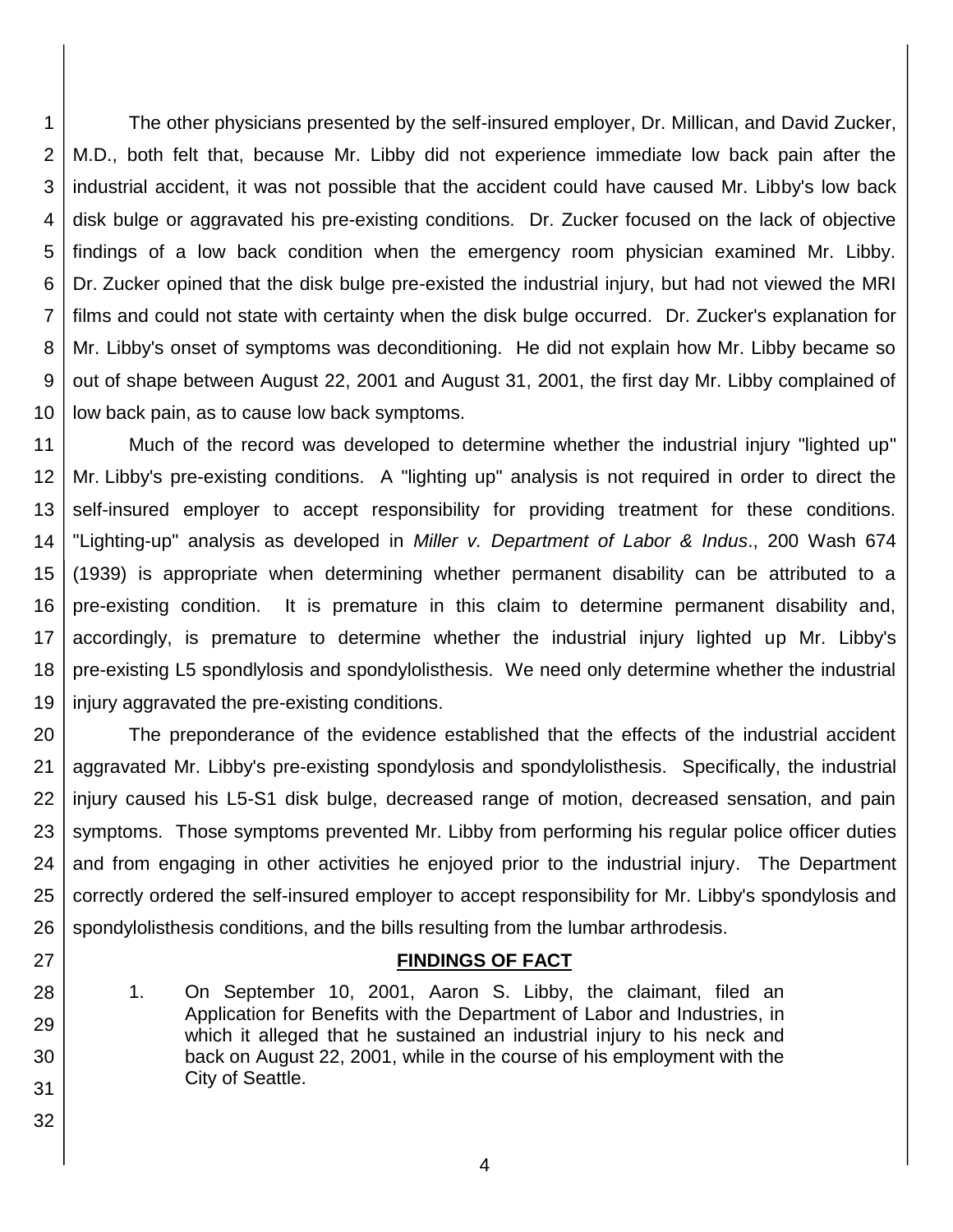The other physicians presented by the self-insured employer, Dr. Millican, and David Zucker, M.D., both felt that, because Mr. Libby did not experience immediate low back pain after the industrial accident, it was not possible that the accident could have caused Mr. Libby's low back disk bulge or aggravated his pre-existing conditions. Dr. Zucker focused on the lack of objective findings of a low back condition when the emergency room physician examined Mr. Libby. Dr. Zucker opined that the disk bulge pre-existed the industrial injury, but had not viewed the MRI films and could not state with certainty when the disk bulge occurred. Dr. Zucker's explanation for Mr. Libby's onset of symptoms was deconditioning. He did not explain how Mr. Libby became so out of shape between August 22, 2001 and August 31, 2001, the first day Mr. Libby complained of low back pain, as to cause low back symptoms.

Much of the record was developed to determine whether the industrial injury "lighted up" Mr. Libby's pre-existing conditions. A "lighting up" analysis is not required in order to direct the self-insured employer to accept responsibility for providing treatment for these conditions. "Lighting-up" analysis as developed in *Miller v. Department of Labor & Indus*., 200 Wash 674 (1939) is appropriate when determining whether permanent disability can be attributed to a pre-existing condition. It is premature in this claim to determine permanent disability and, accordingly, is premature to determine whether the industrial injury lighted up Mr. Libby's pre-existing L5 spondlylosis and spondylolisthesis. We need only determine whether the industrial injury aggravated the pre-existing conditions.

The preponderance of the evidence established that the effects of the industrial accident aggravated Mr. Libby's pre-existing spondylosis and spondylolisthesis. Specifically, the industrial injury caused his L5-S1 disk bulge, decreased range of motion, decreased sensation, and pain symptoms. Those symptoms prevented Mr. Libby from performing his regular police officer duties and from engaging in other activities he enjoyed prior to the industrial injury. The Department correctly ordered the self-insured employer to accept responsibility for Mr. Libby's spondylosis and spondylolisthesis conditions, and the bills resulting from the lumbar arthrodesis.

## FINDINGS OF FACT

1. On September 10, 2001, Aaron S. Libby, the claimant, filed an Application for Benefits with the Department of Labor and Industries, in which it alleged that he sustained an industrial injury to his neck and back on August 22, 2001, while in the course of his employment with the City of Seattle.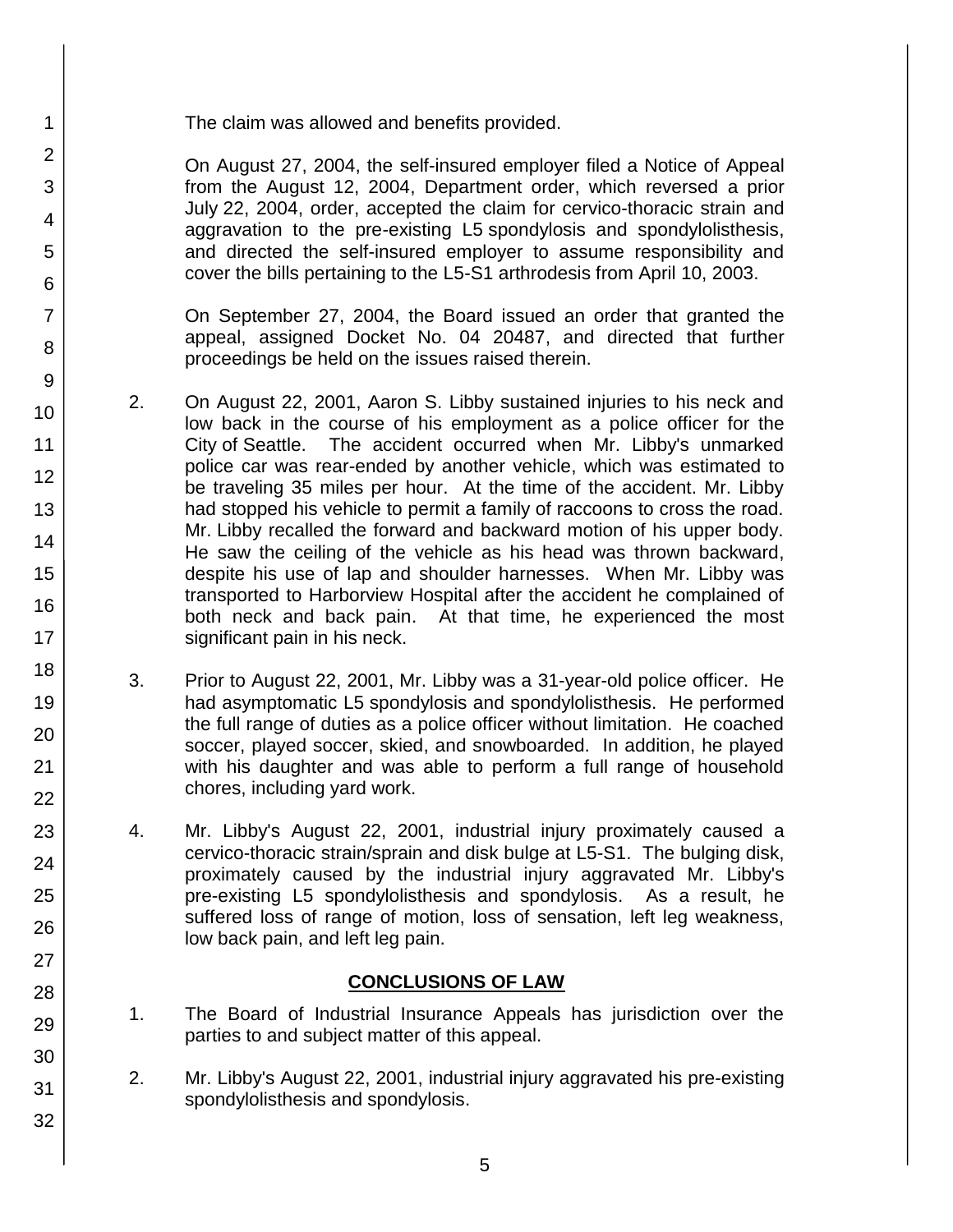The claim was allowed and benefits provided.

On August 27, 2004, the self-insured employer filed a Notice of Appeal from the August 12, 2004, Department order, which reversed a prior July 22, 2004, order, accepted the claim for cervico-thoracic strain and aggravation to the pre-existing L5 spondylosis and spondylolisthesis, and directed the self-insured employer to assume responsibility and cover the bills pertaining to the L5-S1 arthrodesis from April 10, 2003.

On September 27, 2004, the Board issued an order that granted the appeal, assigned Docket No. 04 20487, and directed that further proceedings be held on the issues raised therein.

2. On August 22, 2001, Aaron S. Libby sustained injuries to his neck and low back in the course of his employment as a police officer for the City of Seattle. The accident occurred when Mr. Libby's unmarked police car was rear-ended by another vehicle, which was estimated to be traveling 35 miles per hour. At the time of the accident. Mr. Libby had stopped his vehicle to permit a family of raccoons to cross the road. Mr. Libby recalled the forward and backward motion of his upper body. He saw the ceiling of the vehicle as his head was thrown backward, despite his use of lap and shoulder harnesses. When Mr. Libby was transported to Harborview Hospital after the accident he complained of both neck and back pain. At that time, he experienced the most significant pain in his neck.

3. Prior to August 22, 2001, Mr. Libby was a 31-year-old police officer. He had asymptomatic L5 spondylosis and spondylolisthesis. He performed the full range of duties as a police officer without limitation. He coached soccer, played soccer, skied, and snowboarded. In addition, he played with his daughter and was able to perform a full range of household chores, including yard work.

4. Mr. Libby's August 22, 2001, industrial injury proximately caused a cervico-thoracic strain/sprain and disk bulge at L5-S1. The bulging disk, proximately caused by the industrial injury aggravated Mr. Libby's pre-existing L5 spondylolisthesis and spondylosis. As a result, he suffered loss of range of motion, loss of sensation, left leg weakness, low back pain, and left leg pain.

## CONCLUSIONS OF LAW

1. The Board of Industrial Insurance Appeals has jurisdiction over the parties to and subject matter of this appeal.

2. Mr. Libby's August 22, 2001, industrial injury aggravated his pre-existing spondylolisthesis and spondylosis.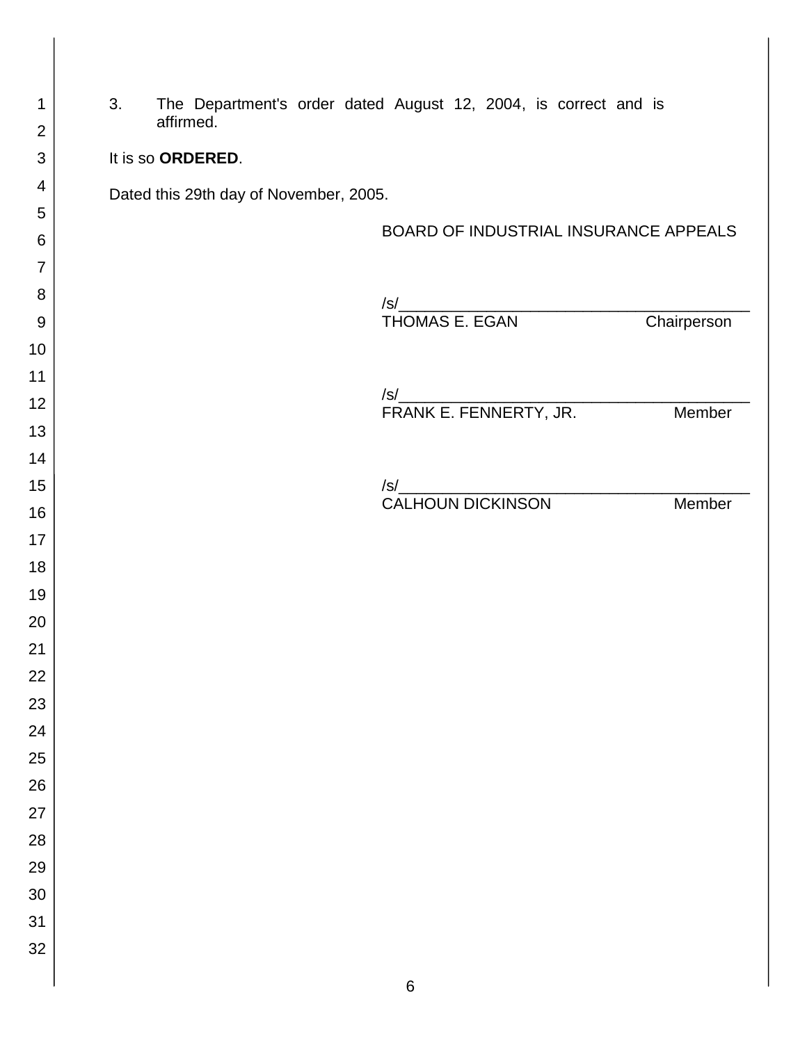3. The Department's order dated August 12, 2004, is correct and is affirmed.

It is so **ORDERED**.

Dated this 29th day of November, 2005.

BOARD OF INDUSTRIAL INSURANCE APPEALS

/s/________________________________________
THOMAS E. EGAN Chairperson

/s/________________________________________
FRANK E. FENNERTY, JR. Member

/s/________________________________________
CALHOUN DICKINSON Member